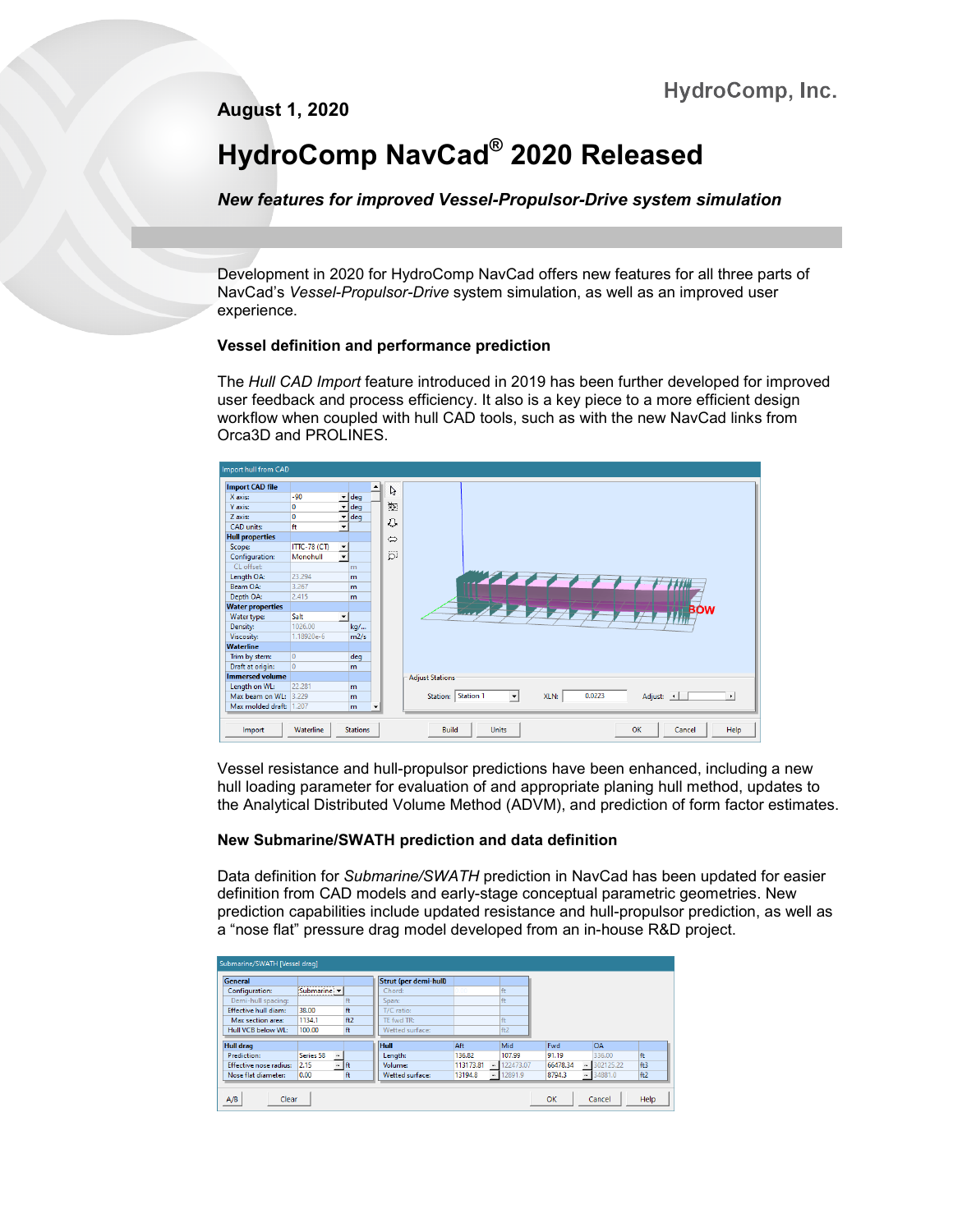HydroComp, Inc.

**August 1, 2020**

# HydroComp NavCad® 2020 Released

***New features for improved Vessel-Propulsor-Drive system simulation***

Development in 2020 for HydroComp NavCad offers new features for all three parts of NavCad's *Vessel-Propulsor-Drive* system simulation, as well as an improved user experience.

### Vessel definition and performance prediction

The *Hull CAD Import* feature introduced in 2019 has been further developed for improved user feedback and process efficiency. It also is a key piece to a more efficient design workflow when coupled with hull CAD tools, such as with the new NavCad links from Orca3D and PROLINES.

Vessel resistance and hull-propulsor predictions have been enhanced, including a new hull loading parameter for evaluation of and appropriate planing hull method, updates to the Analytical Distributed Volume Method (ADVM), and prediction of form factor estimates.

### New Submarine/SWATH prediction and data definition

Data definition for *Submarine/SWATH* prediction in NavCad has been updated for easier definition from CAD models and early-stage conceptual parametric geometries. New prediction capabilities include updated resistance and hull-propulsor prediction, as well as a "nose flat" pressure drag model developed from an in-house R&D project.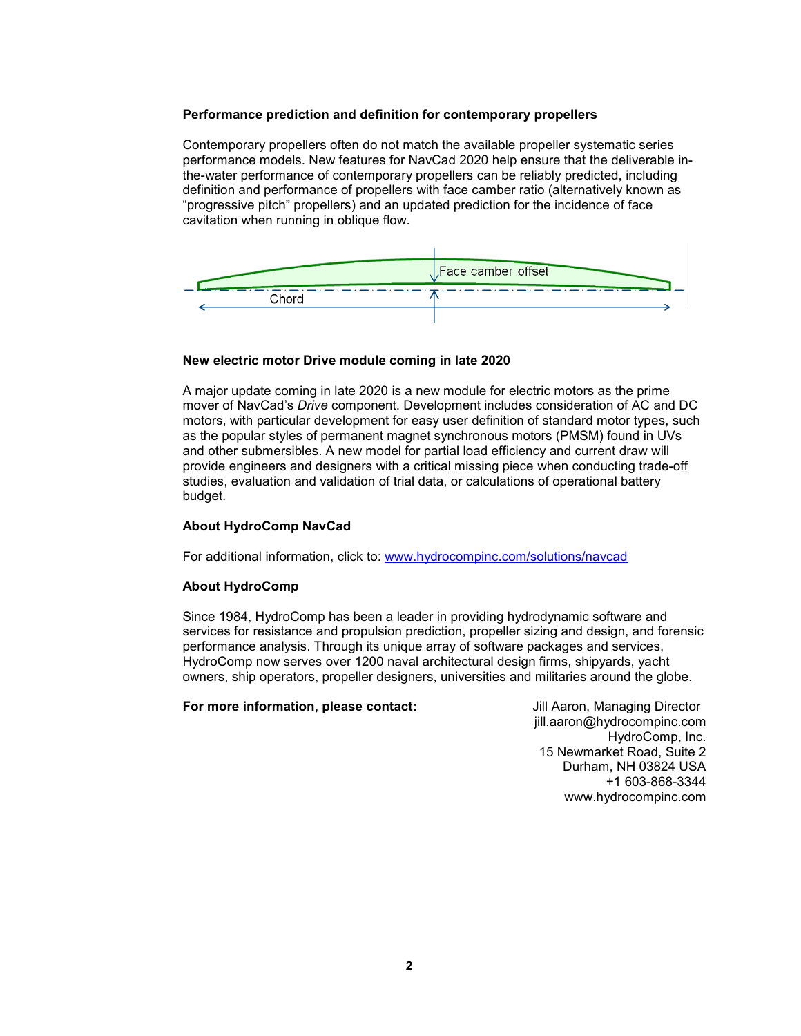**Performance prediction and definition for contemporary propellers**

Contemporary propellers often do not match the available propeller systematic series performance models. New features for NavCad 2020 help ensure that the deliverable in-the-water performance of contemporary propellers can be reliably predicted, including definition and performance of propellers with face camber ratio (alternatively known as "progressive pitch" propellers) and an updated prediction for the incidence of face cavitation when running in oblique flow.

Face camber offset

Chord

**New electric motor Drive module coming in late 2020**

A major update coming in late 2020 is a new module for electric motors as the prime mover of NavCad's *Drive* component. Development includes consideration of AC and DC motors, with particular development for easy user definition of standard motor types, such as the popular styles of permanent magnet synchronous motors (PMSM) found in UVs and other submersibles. A new model for partial load efficiency and current draw will provide engineers and designers with a critical missing piece when conducting trade-off studies, evaluation and validation of trial data, or calculations of operational battery budget.

**About HydroComp NavCad**

For additional information, click to: [www.hydrocompinc.com/solutions/navcad](http://www.hydrocompinc.com/solutions/navcad)

**About HydroComp**

Since 1984, HydroComp has been a leader in providing hydrodynamic software and services for resistance and propulsion prediction, propeller sizing and design, and forensic performance analysis. Through its unique array of software packages and services, HydroComp now serves over 1200 naval architectural design firms, shipyards, yacht owners, ship operators, propeller designers, universities and militaries around the globe.

**For more information, please contact:**

Jill Aaron, Managing Director
jill.aaron@hydrocompinc.com
HydroComp, Inc.
15 Newmarket Road, Suite 2
Durham, NH 03824 USA
+1 603-868-3344
www.hydrocompinc.com